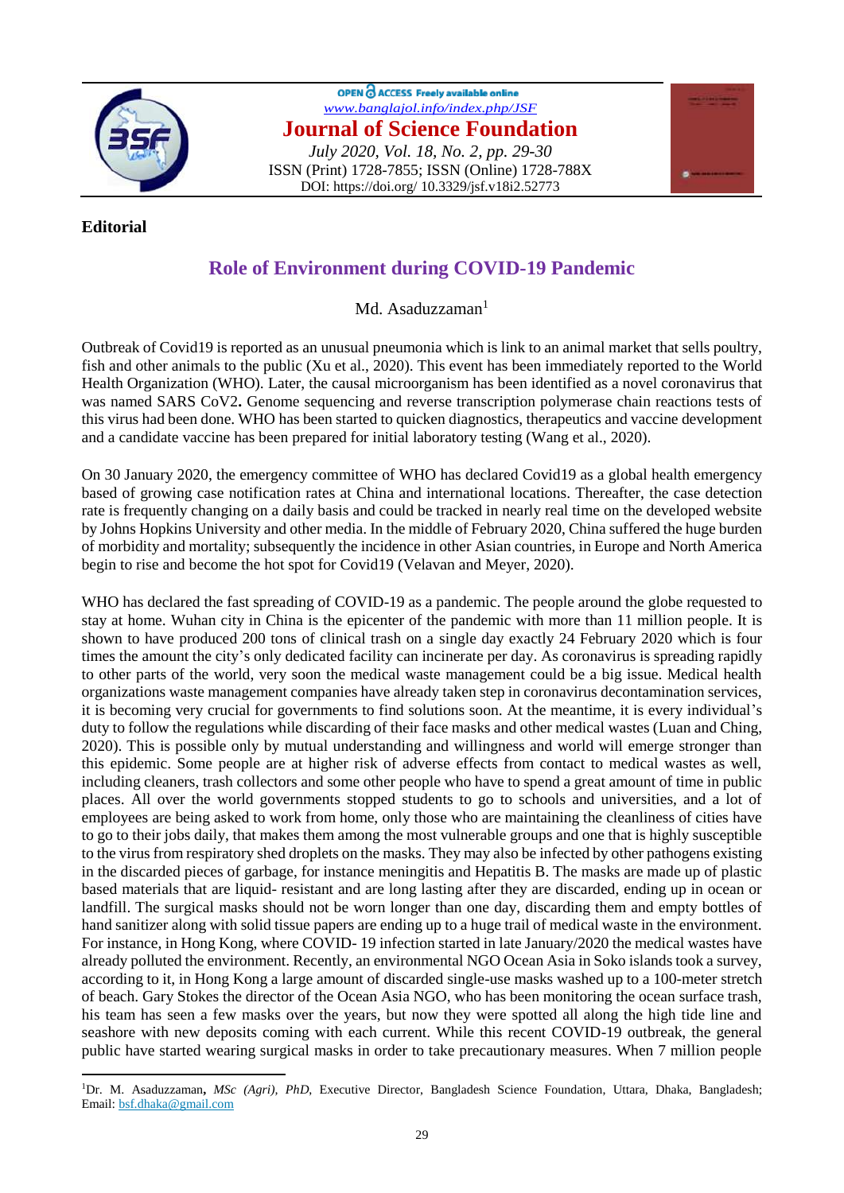**Editorial**

# Role of Environment during COVID-19 Pandemic

Md. Asaduzzaman[1]

Outbreak of Covid19 is reported as an unusual pneumonia which is link to an animal market that sells poultry, fish and other animals to the public (Xu et al., 2020). This event has been immediately reported to the World Health Organization (WHO). Later, the causal microorganism has been identified as a novel coronavirus that was named SARS CoV2**.** Genome sequencing and reverse transcription polymerase chain reactions tests of this virus had been done. WHO has been started to quicken diagnostics, therapeutics and vaccine development and a candidate vaccine has been prepared for initial laboratory testing (Wang et al., 2020).

On 30 January 2020, the emergency committee of WHO has declared Covid19 as a global health emergency based of growing case notification rates at China and international locations. Thereafter, the case detection rate is frequently changing on a daily basis and could be tracked in nearly real time on the developed website by Johns Hopkins University and other media. In the middle of February 2020, China suffered the huge burden of morbidity and mortality; subsequently the incidence in other Asian countries, in Europe and North America begin to rise and become the hot spot for Covid19 (Velavan and Meyer, 2020).

WHO has declared the fast spreading of COVID-19 as a pandemic. The people around the globe requested to stay at home. Wuhan city in China is the epicenter of the pandemic with more than 11 million people. It is shown to have produced 200 tons of clinical trash on a single day exactly 24 February 2020 which is four times the amount the city's only dedicated facility can incinerate per day. As coronavirus is spreading rapidly to other parts of the world, very soon the medical waste management could be a big issue. Medical health organizations waste management companies have already taken step in coronavirus decontamination services, it is becoming very crucial for governments to find solutions soon. At the meantime, it is every individual's duty to follow the regulations while discarding of their face masks and other medical wastes (Luan and Ching, 2020). This is possible only by mutual understanding and willingness and world will emerge stronger than this epidemic. Some people are at higher risk of adverse effects from contact to medical wastes as well, including cleaners, trash collectors and some other people who have to spend a great amount of time in public places. All over the world governments stopped students to go to schools and universities, and a lot of employees are being asked to work from home, only those who are maintaining the cleanliness of cities have to go to their jobs daily, that makes them among the most vulnerable groups and one that is highly susceptible to the virus from respiratory shed droplets on the masks. They may also be infected by other pathogens existing in the discarded pieces of garbage, for instance meningitis and Hepatitis B. The masks are made up of plastic based materials that are liquid- resistant and are long lasting after they are discarded, ending up in ocean or landfill. The surgical masks should not be worn longer than one day, discarding them and empty bottles of hand sanitizer along with solid tissue papers are ending up to a huge trail of medical waste in the environment. For instance, in Hong Kong, where COVID- 19 infection started in late January/2020 the medical wastes have already polluted the environment. Recently, an environmental NGO Ocean Asia in Soko islands took a survey, according to it, in Hong Kong a large amount of discarded single-use masks washed up to a 100-meter stretch of beach. Gary Stokes the director of the Ocean Asia NGO, who has been monitoring the ocean surface trash, his team has seen a few masks over the years, but now they were spotted all along the high tide line and seashore with new deposits coming with each current. While this recent COVID-19 outbreak, the general public have started wearing surgical masks in order to take precautionary measures. When 7 million people

---

[1]Dr. M. Asaduzzaman**,** *MSc (Agri), PhD,* Executive Director, Bangladesh Science Foundation, Uttara, Dhaka, Bangladesh; Email: bsf.dhaka@gmail.com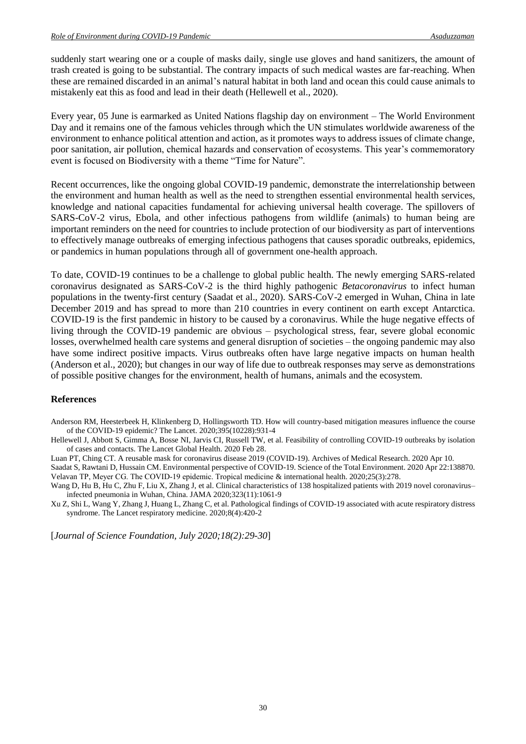suddenly start wearing one or a couple of masks daily, single use gloves and hand sanitizers, the amount of trash created is going to be substantial. The contrary impacts of such medical wastes are far-reaching. When these are remained discarded in an animal's natural habitat in both land and ocean this could cause animals to mistakenly eat this as food and lead in their death (Hellewell et al., 2020).

Every year, 05 June is earmarked as United Nations flagship day on environment – The World Environment Day and it remains one of the famous vehicles through which the UN stimulates worldwide awareness of the environment to enhance political attention and action, as it promotes ways to address issues of climate change, poor sanitation, air pollution, chemical hazards and conservation of ecosystems. This year's commemoratory event is focused on Biodiversity with a theme "Time for Nature".

Recent occurrences, like the ongoing global COVID-19 pandemic, demonstrate the interrelationship between the environment and human health as well as the need to strengthen essential environmental health services, knowledge and national capacities fundamental for achieving universal health coverage. The spillovers of SARS-CoV-2 virus, Ebola, and other infectious pathogens from wildlife (animals) to human being are important reminders on the need for countries to include protection of our biodiversity as part of interventions to effectively manage outbreaks of emerging infectious pathogens that causes sporadic outbreaks, epidemics, or pandemics in human populations through all of government one-health approach.

To date, COVID-19 continues to be a challenge to global public health. The newly emerging SARS-related coronavirus designated as SARS-CoV-2 is the third highly pathogenic *Betacoronavirus* to infect human populations in the twenty-first century (Saadat et al., 2020). SARS-CoV-2 emerged in Wuhan, China in late December 2019 and has spread to more than 210 countries in every continent on earth except Antarctica. COVID-19 is the first pandemic in history to be caused by a coronavirus. While the huge negative effects of living through the COVID-19 pandemic are obvious – psychological stress, fear, severe global economic losses, overwhelmed health care systems and general disruption of societies – the ongoing pandemic may also have some indirect positive impacts. Virus outbreaks often have large negative impacts on human health (Anderson et al., 2020); but changes in our way of life due to outbreak responses may serve as demonstrations of possible positive changes for the environment, health of humans, animals and the ecosystem.

## References

Anderson RM, Heesterbeek H, Klinkenberg D, Hollingsworth TD. How will country-based mitigation measures influence the course of the COVID-19 epidemic? The Lancet. 2020;395(10228):931-4

Hellewell J, Abbott S, Gimma A, Bosse NI, Jarvis CI, Russell TW, et al. Feasibility of controlling COVID-19 outbreaks by isolation of cases and contacts. The Lancet Global Health. 2020 Feb 28.

Luan PT, Ching CT. A reusable mask for coronavirus disease 2019 (COVID-19). Archives of Medical Research. 2020 Apr 10.

Saadat S, Rawtani D, Hussain CM. Environmental perspective of COVID-19. Science of the Total Environment. 2020 Apr 22:138870.

Velavan TP, Meyer CG. The COVID-19 epidemic. Tropical medicine & international health. 2020;25(3):278.

Wang D, Hu B, Hu C, Zhu F, Liu X, Zhang J, et al. Clinical characteristics of 138 hospitalized patients with 2019 novel coronavirus–infected pneumonia in Wuhan, China. JAMA 2020;323(11):1061-9

Xu Z, Shi L, Wang Y, Zhang J, Huang L, Zhang C, et al. Pathological findings of COVID-19 associated with acute respiratory distress syndrome. The Lancet respiratory medicine. 2020;8(4):420-2

[*Journal of Science Foundation, July 2020;18(2):29-30*]